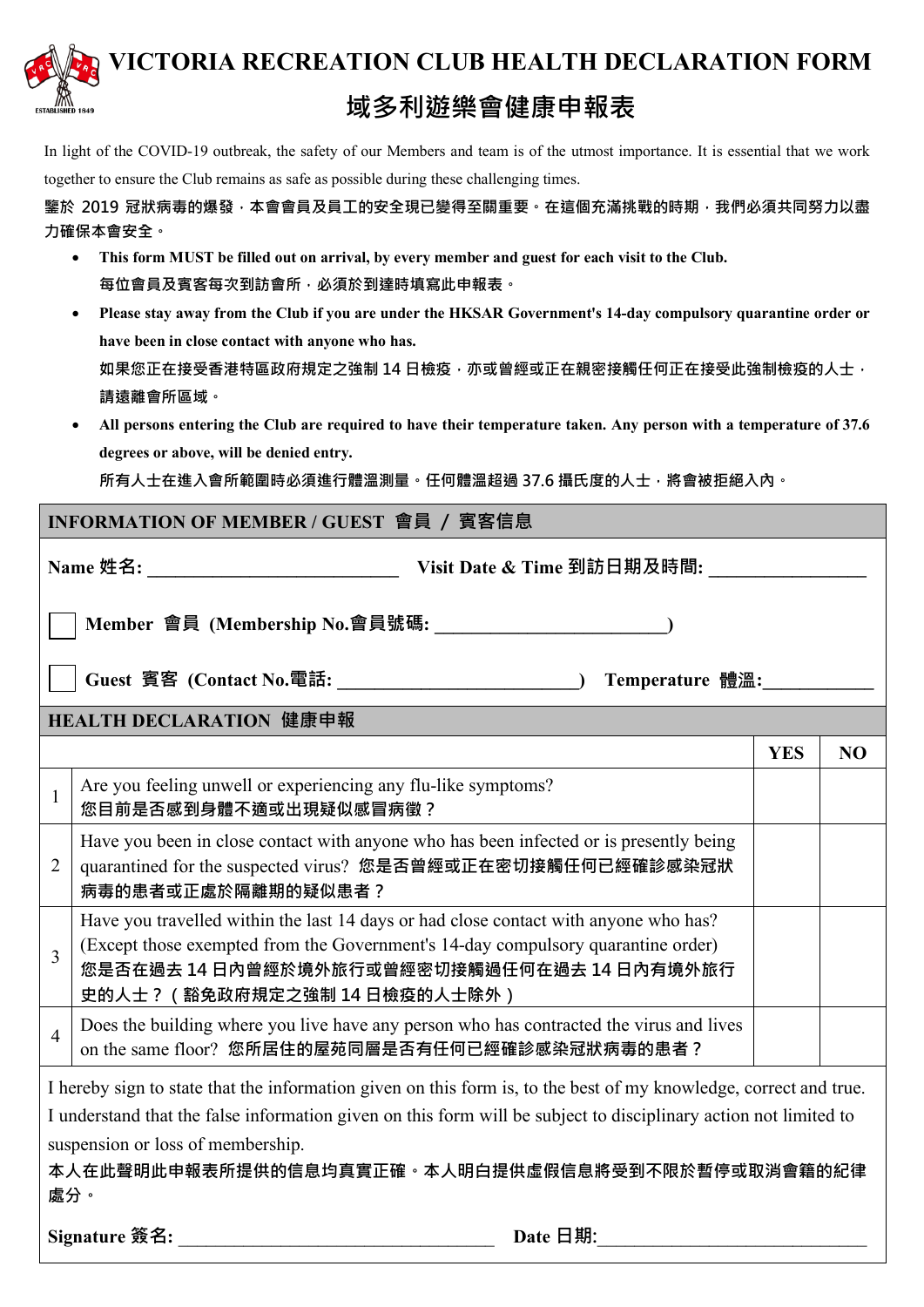# VICTORIA RECREATION CLUB HEALTH DECLARATION FORM

# 域多利遊樂會健康申報表

In light of the COVID-19 outbreak, the safety of our Members and team is of the utmost importance. It is essential that we work together to ensure the Club remains as safe as possible during these challenging times.

**鑒於 2019 冠狀病毒的爆發，本會會員及員工的安全現已變得至關重要。在這個充滿挑戰的時期，我們必須共同努力以盡力確保本會安全。**

- **This form MUST be filled out on arrival, by every member and guest for each visit to the Club.**
  **每位會員及賓客每次到訪會所，必須於到達時填寫此申報表。**
- **Please stay away from the Club if you are under the HKSAR Government's 14-day compulsory quarantine order or have been in close contact with anyone who has.**
  **如果您正在接受香港特區政府規定之強制 14 日檢疫，亦或曾經或正在親密接觸任何正在接受此強制檢疫的人士，請遠離會所區域。**
- **All persons entering the Club are required to have their temperature taken. Any person with a temperature of 37.6 degrees or above, will be denied entry.**
  **所有人士在進入會所範圍時必須進行體溫測量。任何體溫超過 37.6 攝氏度的人士，將會被拒絕入內。**

## INFORMATION OF MEMBER / GUEST 會員 / 賓客信息

**Name 姓名:** ____________________________ **Visit Date & Time 到訪日期及時間:** ________________

☐ **Member 會員 (Membership No.會員號碼:** ________________________**)**

☐ **Guest 賓客 (Contact No.電話:** __________________________**)** **Temperature 體溫:**___________

## HEALTH DECLARATION 健康申報

| | | YES | NO |
|---|---|---|---|
| 1 | Are you feeling unwell or experiencing any flu-like symptoms?<br>**您目前是否感到身體不適或出現疑似感冒病徵？** | | |
| 2 | Have you been in close contact with anyone who has been infected or is presently being quarantined for the suspected virus? **您是否曾經或正在密切接觸任何已經確診感染冠狀病毒的患者或正處於隔離期的疑似患者？** | | |
| 3 | Have you travelled within the last 14 days or had close contact with anyone who has? (Except those exempted from the Government's 14-day compulsory quarantine order)<br>**您是否在過去 14 日內曾經於境外旅行或曾經密切接觸過任何在過去 14 日內有境外旅行史的人士？（豁免政府規定之強制 14 日檢疫的人士除外）** | | |
| 4 | Does the building where you live have any person who has contracted the virus and lives on the same floor? **您所居住的屋苑同層是否有任何已經確診感染冠狀病毒的患者？** | | |

I hereby sign to state that the information given on this form is, to the best of my knowledge, correct and true. I understand that the false information given on this form will be subject to disciplinary action not limited to suspension or loss of membership.

**本人在此聲明此申報表所提供的信息均真實正確。本人明白提供虛假信息將受到不限於暫停或取消會籍的紀律處分。**

**Signature 簽名:** ___________________________________ **Date 日期:**______________________________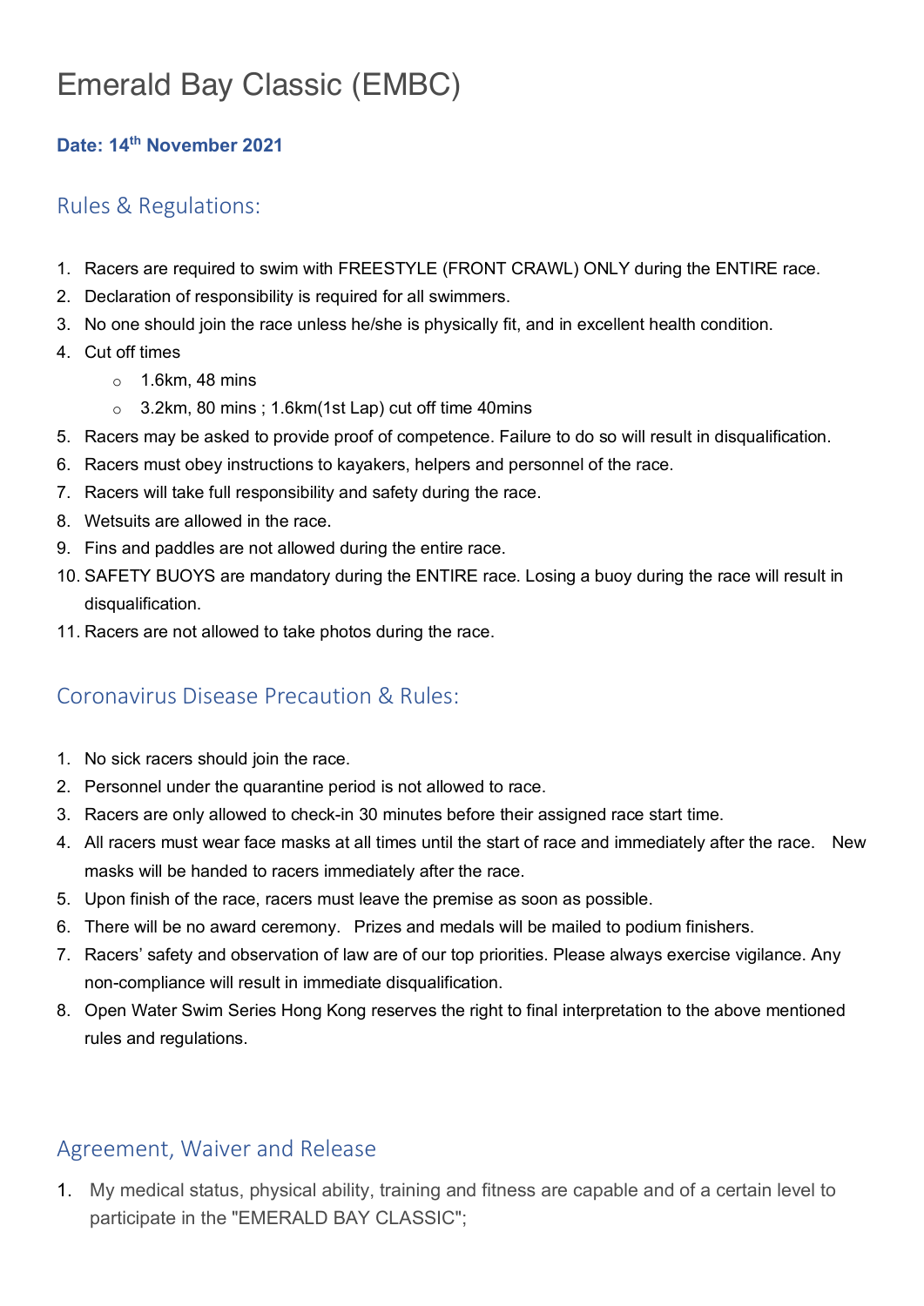# Emerald Bay Classic (EMBC)

**Date: 14th November 2021**

## Rules & Regulations:

1. Racers are required to swim with FREESTYLE (FRONT CRAWL) ONLY during the ENTIRE race.
2. Declaration of responsibility is required for all swimmers.
3. No one should join the race unless he/she is physically fit, and in excellent health condition.
4. Cut off times
    - 1.6km, 48 mins
    - 3.2km, 80 mins ; 1.6km(1st Lap) cut off time 40mins
5. Racers may be asked to provide proof of competence. Failure to do so will result in disqualification.
6. Racers must obey instructions to kayakers, helpers and personnel of the race.
7. Racers will take full responsibility and safety during the race.
8. Wetsuits are allowed in the race.
9. Fins and paddles are not allowed during the entire race.
10. SAFETY BUOYS are mandatory during the ENTIRE race. Losing a buoy during the race will result in disqualification.
11. Racers are not allowed to take photos during the race.

## Coronavirus Disease Precaution & Rules:

1. No sick racers should join the race.
2. Personnel under the quarantine period is not allowed to race.
3. Racers are only allowed to check-in 30 minutes before their assigned race start time.
4. All racers must wear face masks at all times until the start of race and immediately after the race. New masks will be handed to racers immediately after the race.
5. Upon finish of the race, racers must leave the premise as soon as possible.
6. There will be no award ceremony. Prizes and medals will be mailed to podium finishers.
7. Racers' safety and observation of law are of our top priorities. Please always exercise vigilance. Any non-compliance will result in immediate disqualification.
8. Open Water Swim Series Hong Kong reserves the right to final interpretation to the above mentioned rules and regulations.

## Agreement, Waiver and Release

1. My medical status, physical ability, training and fitness are capable and of a certain level to participate in the "EMERALD BAY CLASSIC";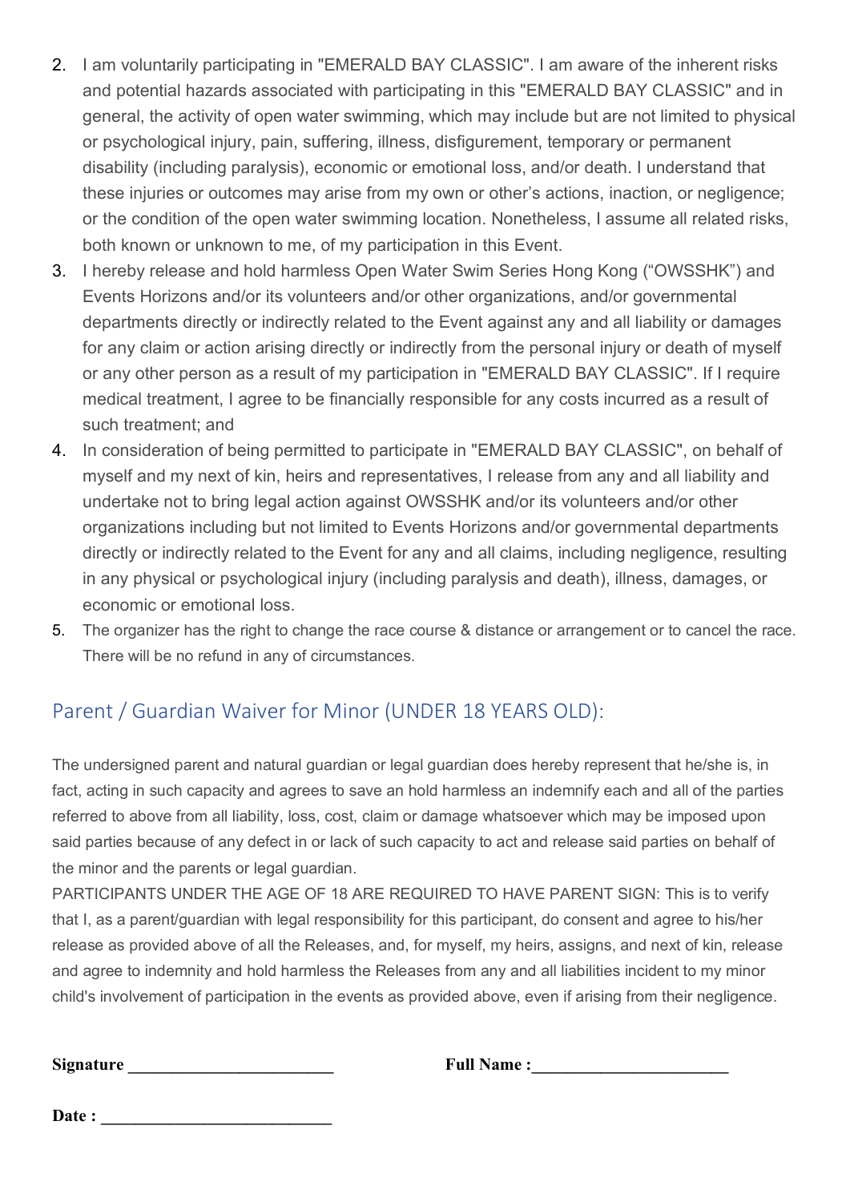2. I am voluntarily participating in "EMERALD BAY CLASSIC". I am aware of the inherent risks and potential hazards associated with participating in this "EMERALD BAY CLASSIC" and in general, the activity of open water swimming, which may include but are not limited to physical or psychological injury, pain, suffering, illness, disfigurement, temporary or permanent disability (including paralysis), economic or emotional loss, and/or death. I understand that these injuries or outcomes may arise from my own or other's actions, inaction, or negligence; or the condition of the open water swimming location. Nonetheless, I assume all related risks, both known or unknown to me, of my participation in this Event.
3. I hereby release and hold harmless Open Water Swim Series Hong Kong ("OWSSHK") and Events Horizons and/or its volunteers and/or other organizations, and/or governmental departments directly or indirectly related to the Event against any and all liability or damages for any claim or action arising directly or indirectly from the personal injury or death of myself or any other person as a result of my participation in "EMERALD BAY CLASSIC". If I require medical treatment, I agree to be financially responsible for any costs incurred as a result of such treatment; and
4. In consideration of being permitted to participate in "EMERALD BAY CLASSIC", on behalf of myself and my next of kin, heirs and representatives, I release from any and all liability and undertake not to bring legal action against OWSSHK and/or its volunteers and/or other organizations including but not limited to Events Horizons and/or governmental departments directly or indirectly related to the Event for any and all claims, including negligence, resulting in any physical or psychological injury (including paralysis and death), illness, damages, or economic or emotional loss.
5. The organizer has the right to change the race course & distance or arrangement or to cancel the race. There will be no refund in any of circumstances.

## Parent / Guardian Waiver for Minor (UNDER 18 YEARS OLD):

The undersigned parent and natural guardian or legal guardian does hereby represent that he/she is, in fact, acting in such capacity and agrees to save an hold harmless an indemnify each and all of the parties referred to above from all liability, loss, cost, claim or damage whatsoever which may be imposed upon said parties because of any defect in or lack of such capacity to act and release said parties on behalf of the minor and the parents or legal guardian.

PARTICIPANTS UNDER THE AGE OF 18 ARE REQUIRED TO HAVE PARENT SIGN: This is to verify that I, as a parent/guardian with legal responsibility for this participant, do consent and agree to his/her release as provided above of all the Releases, and, for myself, my heirs, assigns, and next of kin, release and agree to indemnity and hold harmless the Releases from any and all liabilities incident to my minor child's involvement of participation in the events as provided above, even if arising from their negligence.

**Signature** ________________________ **Full Name :**________________________

**Date :** ___________________________